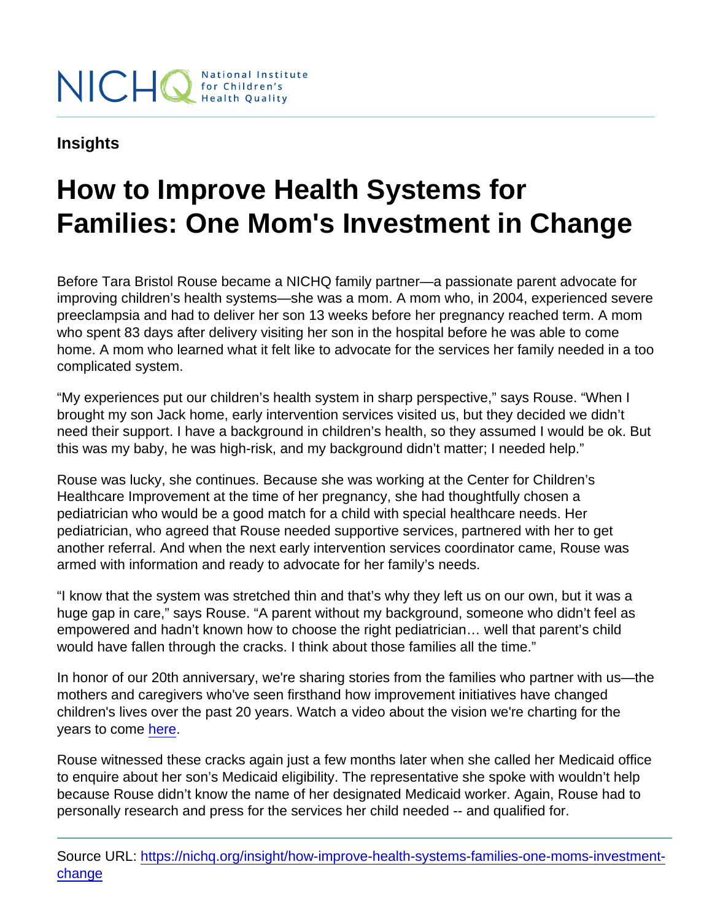NICHQ National Institute for Children's Health Quality

**Insights**

# How to Improve Health Systems for Families: One Mom's Investment in Change

Before Tara Bristol Rouse became a NICHQ family partner—a passionate parent advocate for improving children's health systems—she was a mom. A mom who, in 2004, experienced severe preeclampsia and had to deliver her son 13 weeks before her pregnancy reached term. A mom who spent 83 days after delivery visiting her son in the hospital before he was able to come home. A mom who learned what it felt like to advocate for the services her family needed in a too complicated system.

"My experiences put our children's health system in sharp perspective," says Rouse. "When I brought my son Jack home, early intervention services visited us, but they decided we didn't need their support. I have a background in children's health, so they assumed I would be ok. But this was my baby, he was high-risk, and my background didn't matter; I needed help."

Rouse was lucky, she continues. Because she was working at the Center for Children's Healthcare Improvement at the time of her pregnancy, she had thoughtfully chosen a pediatrician who would be a good match for a child with special healthcare needs. Her pediatrician, who agreed that Rouse needed supportive services, partnered with her to get another referral. And when the next early intervention services coordinator came, Rouse was armed with information and ready to advocate for her family's needs.

"I know that the system was stretched thin and that's why they left us on our own, but it was a huge gap in care," says Rouse. "A parent without my background, someone who didn't feel as empowered and hadn't known how to choose the right pediatrician… well that parent's child would have fallen through the cracks. I think about those families all the time."

In honor of our 20th anniversary, we're sharing stories from the families who partner with us—the mothers and caregivers who've seen firsthand how improvement initiatives have changed children's lives over the past 20 years. Watch a video about the vision we're charting for the years to come here.

Rouse witnessed these cracks again just a few months later when she called her Medicaid office to enquire about her son's Medicaid eligibility. The representative she spoke with wouldn't help because Rouse didn't know the name of her designated Medicaid worker. Again, Rouse had to personally research and press for the services her child needed -- and qualified for.

Source URL: https://nichq.org/insight/how-improve-health-systems-families-one-moms-investment-change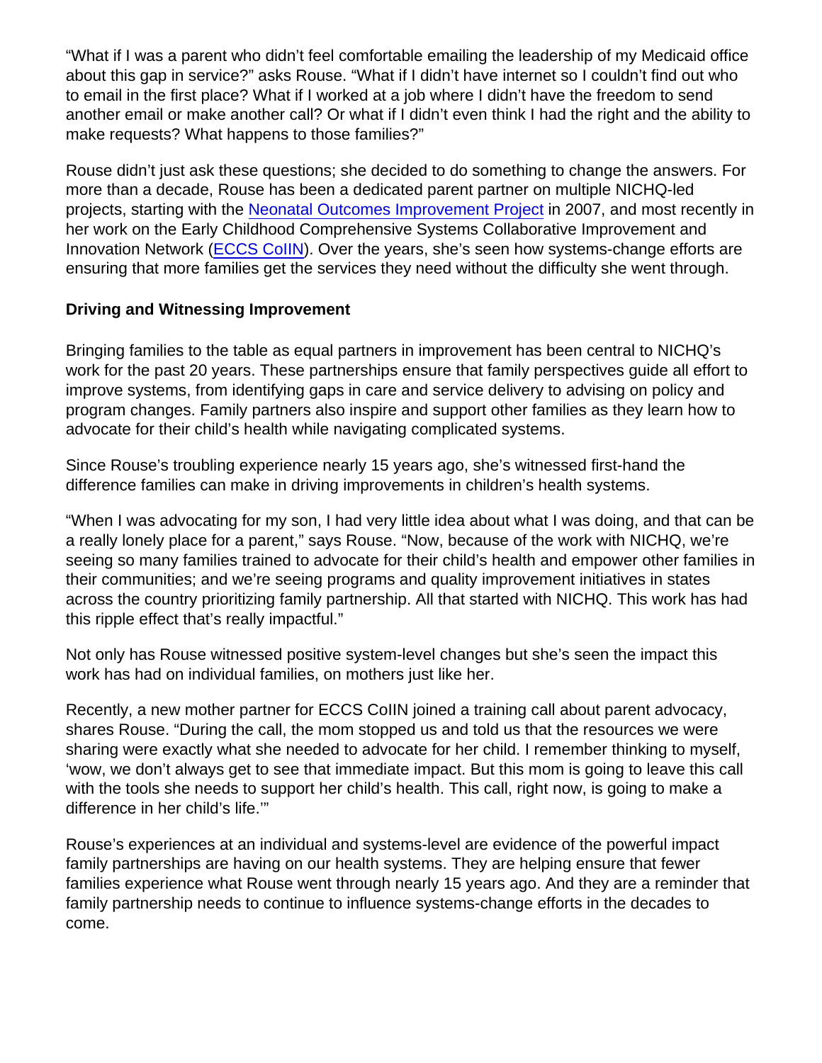"What if I was a parent who didn't feel comfortable emailing the leadership of my Medicaid office about this gap in service?" asks Rouse. "What if I didn't have internet so I couldn't find out who to email in the first place? What if I worked at a job where I didn't have the freedom to send another email or make another call? Or what if I didn't even think I had the right and the ability to make requests? What happens to those families?"

Rouse didn't just ask these questions; she decided to do something to change the answers. For more than a decade, Rouse has been a dedicated parent partner on multiple NICHQ-led projects, starting with the Neonatal Outcomes Improvement Project in 2007, and most recently in her work on the Early Childhood Comprehensive Systems Collaborative Improvement and Innovation Network (ECCS CoIIN). Over the years, she's seen how systems-change efforts are ensuring that more families get the services they need without the difficulty she went through.

**Driving and Witnessing Improvement**

Bringing families to the table as equal partners in improvement has been central to NICHQ's work for the past 20 years. These partnerships ensure that family perspectives guide all effort to improve systems, from identifying gaps in care and service delivery to advising on policy and program changes. Family partners also inspire and support other families as they learn how to advocate for their child's health while navigating complicated systems.

Since Rouse's troubling experience nearly 15 years ago, she's witnessed first-hand the difference families can make in driving improvements in children's health systems.

"When I was advocating for my son, I had very little idea about what I was doing, and that can be a really lonely place for a parent," says Rouse. "Now, because of the work with NICHQ, we're seeing so many families trained to advocate for their child's health and empower other families in their communities; and we're seeing programs and quality improvement initiatives in states across the country prioritizing family partnership. All that started with NICHQ. This work has had this ripple effect that's really impactful."

Not only has Rouse witnessed positive system-level changes but she's seen the impact this work has had on individual families, on mothers just like her.

Recently, a new mother partner for ECCS CoIIN joined a training call about parent advocacy, shares Rouse. "During the call, the mom stopped us and told us that the resources we were sharing were exactly what she needed to advocate for her child. I remember thinking to myself, 'wow, we don't always get to see that immediate impact. But this mom is going to leave this call with the tools she needs to support her child's health. This call, right now, is going to make a difference in her child's life.'"

Rouse's experiences at an individual and systems-level are evidence of the powerful impact family partnerships are having on our health systems. They are helping ensure that fewer families experience what Rouse went through nearly 15 years ago. And they are a reminder that family partnership needs to continue to influence systems-change efforts in the decades to come.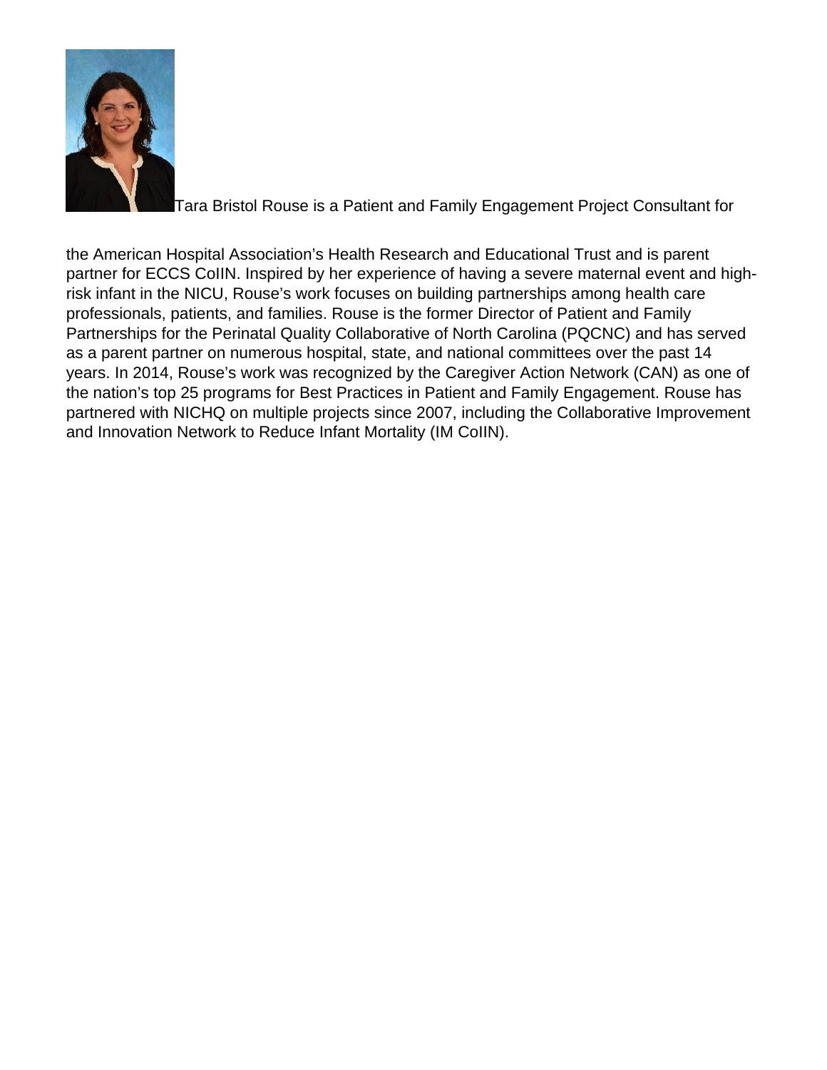Tara Bristol Rouse is a Patient and Family Engagement Project Consultant for the American Hospital Association's Health Research and Educational Trust and is parent partner for ECCS CoIIN. Inspired by her experience of having a severe maternal event and high-risk infant in the NICU, Rouse's work focuses on building partnerships among health care professionals, patients, and families. Rouse is the former Director of Patient and Family Partnerships for the Perinatal Quality Collaborative of North Carolina (PQCNC) and has served as a parent partner on numerous hospital, state, and national committees over the past 14 years. In 2014, Rouse's work was recognized by the Caregiver Action Network (CAN) as one of the nation's top 25 programs for Best Practices in Patient and Family Engagement. Rouse has partnered with NICHQ on multiple projects since 2007, including the Collaborative Improvement and Innovation Network to Reduce Infant Mortality (IM CoIIN).